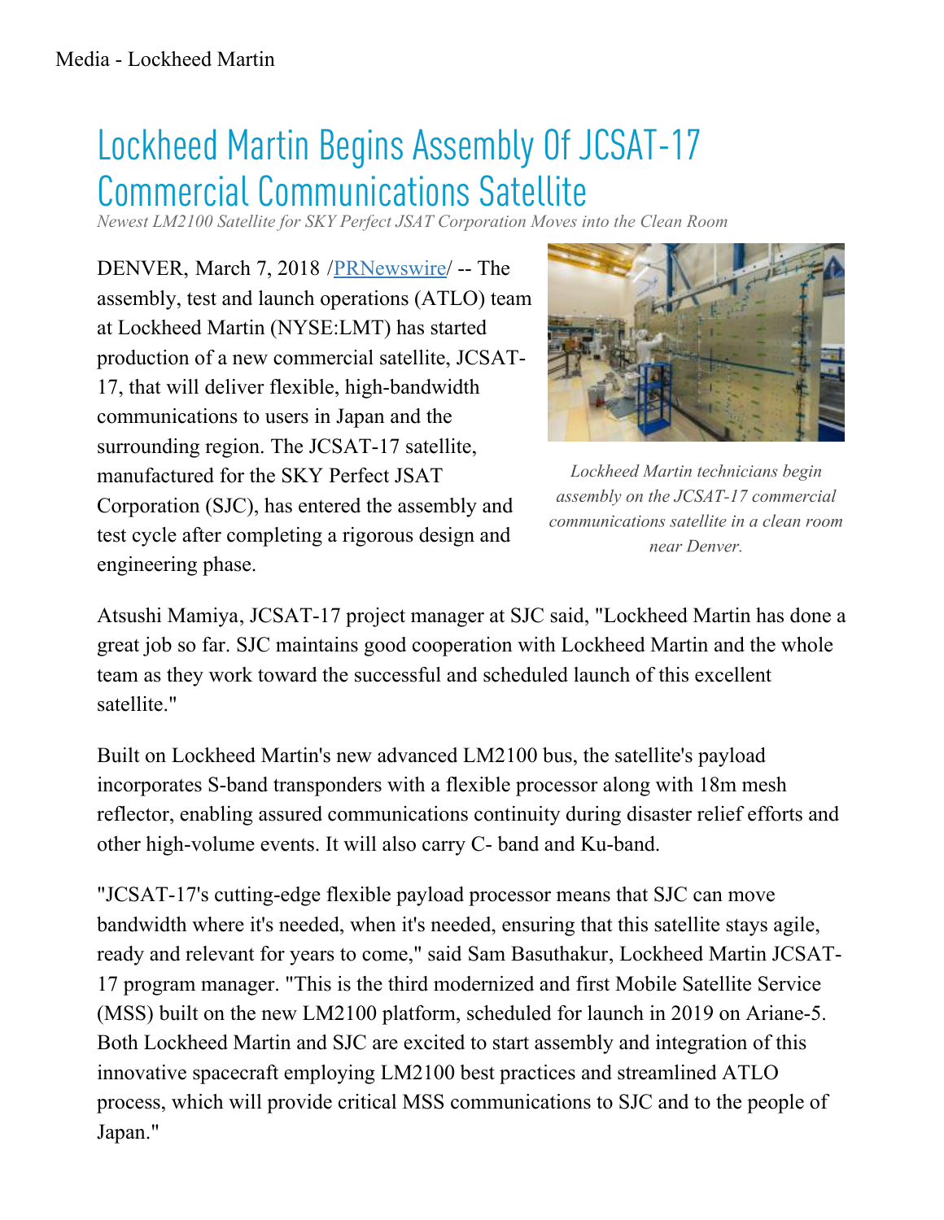Media - Lockheed Martin

# Lockheed Martin Begins Assembly Of JCSAT-17 Commercial Communications Satellite

*Newest LM2100 Satellite for SKY Perfect JSAT Corporation Moves into the Clean Room*

DENVER, March 7, 2018 /PRNewswire/ -- The assembly, test and launch operations (ATLO) team at Lockheed Martin (NYSE:LMT) has started production of a new commercial satellite, JCSAT-17, that will deliver flexible, high-bandwidth communications to users in Japan and the surrounding region. The JCSAT-17 satellite, manufactured for the SKY Perfect JSAT Corporation (SJC), has entered the assembly and test cycle after completing a rigorous design and engineering phase.

*Lockheed Martin technicians begin assembly on the JCSAT-17 commercial communications satellite in a clean room near Denver.*

Atsushi Mamiya, JCSAT-17 project manager at SJC said, "Lockheed Martin has done a great job so far. SJC maintains good cooperation with Lockheed Martin and the whole team as they work toward the successful and scheduled launch of this excellent satellite."

Built on Lockheed Martin's new advanced LM2100 bus, the satellite's payload incorporates S-band transponders with a flexible processor along with 18m mesh reflector, enabling assured communications continuity during disaster relief efforts and other high-volume events. It will also carry C- band and Ku-band.

"JCSAT-17's cutting-edge flexible payload processor means that SJC can move bandwidth where it's needed, when it's needed, ensuring that this satellite stays agile, ready and relevant for years to come," said Sam Basuthakur, Lockheed Martin JCSAT-17 program manager. "This is the third modernized and first Mobile Satellite Service (MSS) built on the new LM2100 platform, scheduled for launch in 2019 on Ariane-5. Both Lockheed Martin and SJC are excited to start assembly and integration of this innovative spacecraft employing LM2100 best practices and streamlined ATLO process, which will provide critical MSS communications to SJC and to the people of Japan."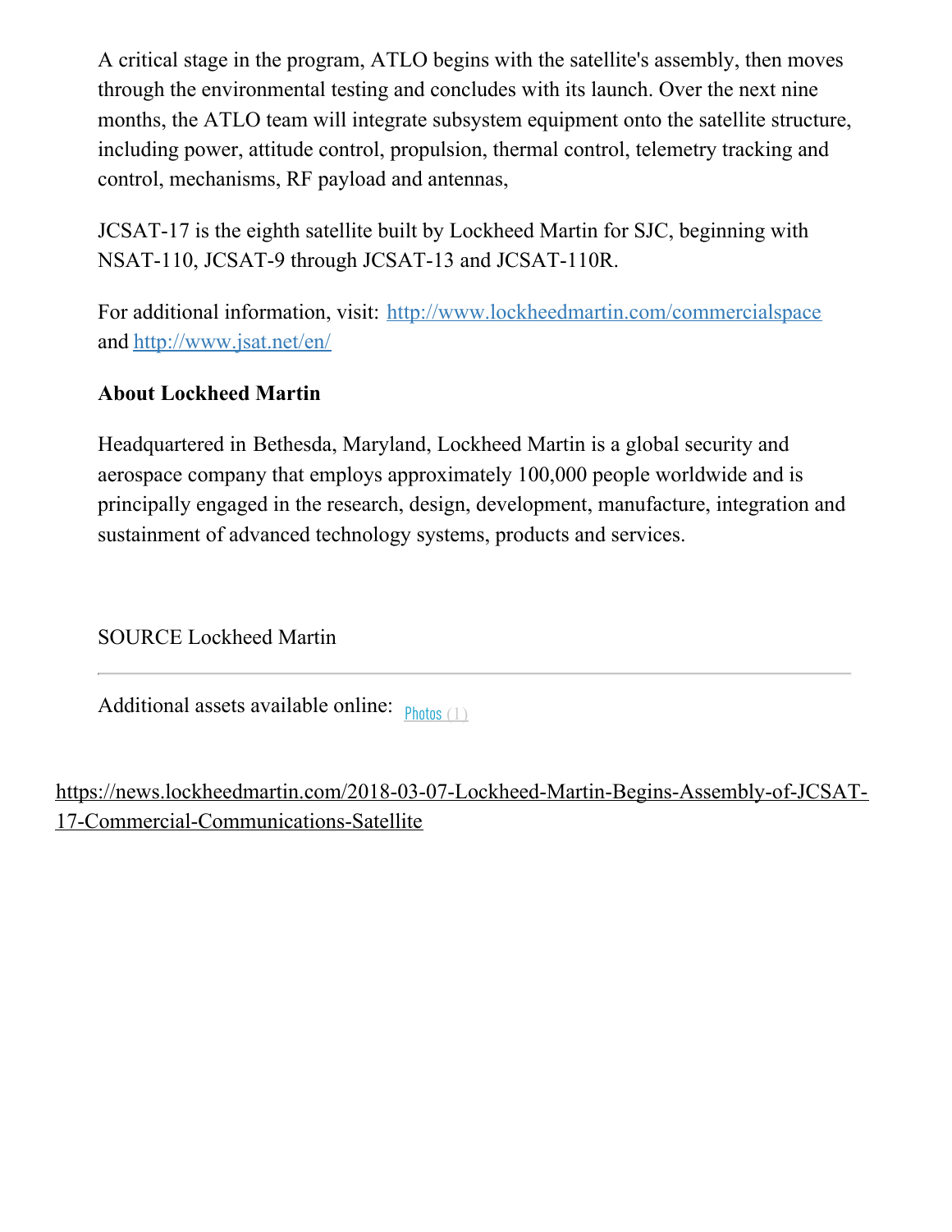A critical stage in the program, ATLO begins with the satellite's assembly, then moves through the environmental testing and concludes with its launch. Over the next nine months, the ATLO team will integrate subsystem equipment onto the satellite structure, including power, attitude control, propulsion, thermal control, telemetry tracking and control, mechanisms, RF payload and antennas,

JCSAT-17 is the eighth satellite built by Lockheed Martin for SJC, beginning with NSAT-110, JCSAT-9 through JCSAT-13 and JCSAT-110R.

For additional information, visit: [http://www.lockheedmartin.com/commercialspace](http://www.lockheedmartin.com/commercialspace) and [http://www.jsat.net/en/](http://www.jsat.net/en/)

**About Lockheed Martin**

Headquartered in Bethesda, Maryland, Lockheed Martin is a global security and aerospace company that employs approximately 100,000 people worldwide and is principally engaged in the research, design, development, manufacture, integration and sustainment of advanced technology systems, products and services.

SOURCE Lockheed Martin

---

Additional assets available online: Photos (1)

https://news.lockheedmartin.com/2018-03-07-Lockheed-Martin-Begins-Assembly-of-JCSAT-17-Commercial-Communications-Satellite